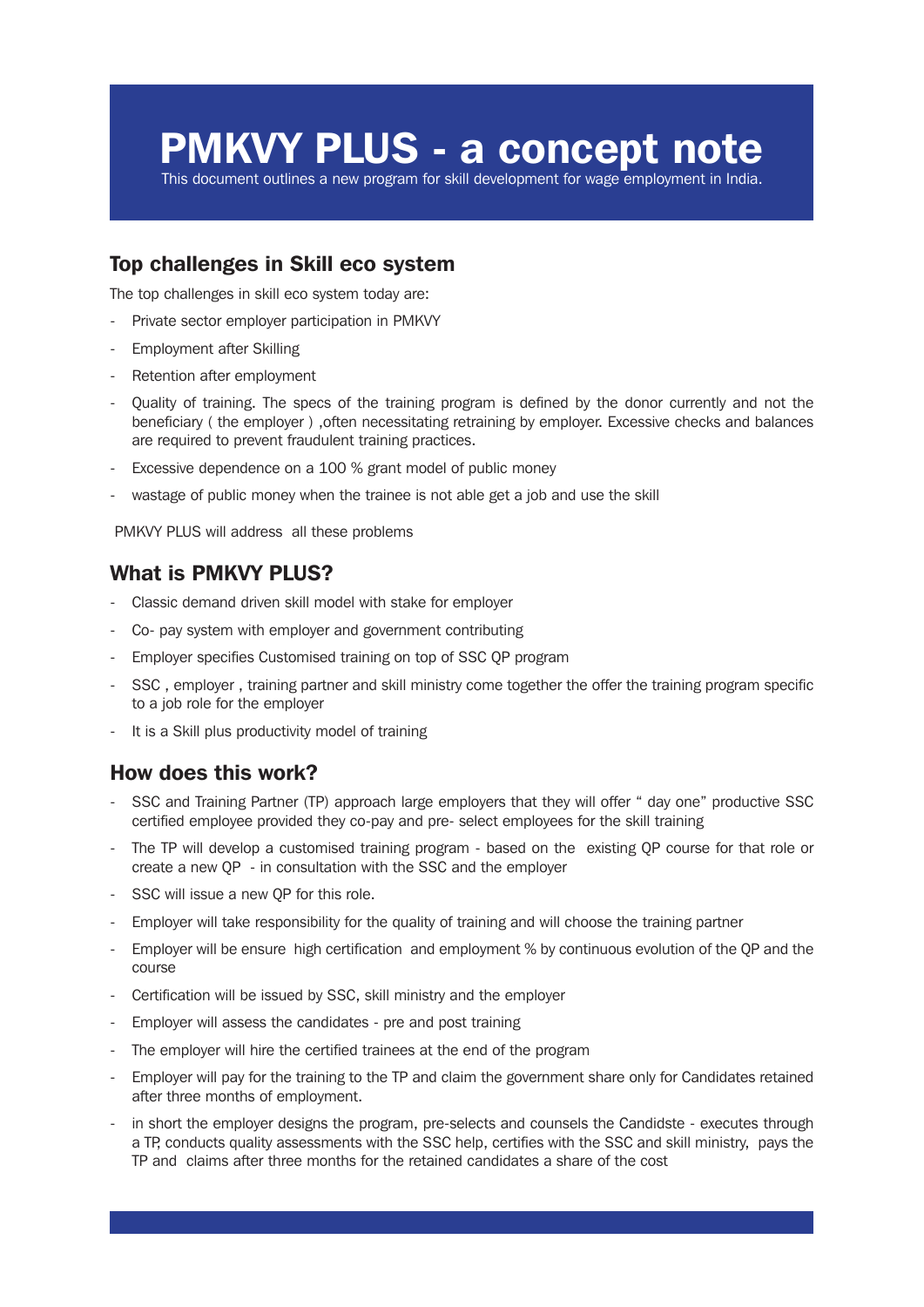# PMKVY PLUS - a concept note

This document outlines a new program for skill development for wage employment in India.

## Top challenges in Skill eco system

The top challenges in skill eco system today are:

- Private sector employer participation in PMKVY
- Employment after Skilling
- Retention after employment
- Quality of training. The specs of the training program is defined by the donor currently and not the beneficiary ( the employer ) ,often necessitating retraining by employer. Excessive checks and balances are required to prevent fraudulent training practices.
- Excessive dependence on a 100 % grant model of public money
- wastage of public money when the trainee is not able get a job and use the skill

PMKVY PLUS will address all these problems

## What is PMKVY PLUS?

- Classic demand driven skill model with stake for employer
- Co- pay system with employer and government contributing
- Employer specifies Customised training on top of SSC QP program
- SSC , employer , training partner and skill ministry come together the offer the training program specific to a job role for the employer
- It is a Skill plus productivity model of training

## How does this work?

- SSC and Training Partner (TP) approach large employers that they will offer " day one" productive SSC certified employee provided they co-pay and pre- select employees for the skill training
- The TP will develop a customised training program - based on the existing QP course for that role or create a new QP - in consultation with the SSC and the employer
- SSC will issue a new QP for this role.
- Employer will take responsibility for the quality of training and will choose the training partner
- Employer will be ensure high certification and employment % by continuous evolution of the QP and the course
- Certification will be issued by SSC, skill ministry and the employer
- Employer will assess the candidates - pre and post training
- The employer will hire the certified trainees at the end of the program
- Employer will pay for the training to the TP and claim the government share only for Candidates retained after three months of employment.
- in short the employer designs the program, pre-selects and counsels the Candidste - executes through a TP, conducts quality assessments with the SSC help, certifies with the SSC and skill ministry, pays the TP and claims after three months for the retained candidates a share of the cost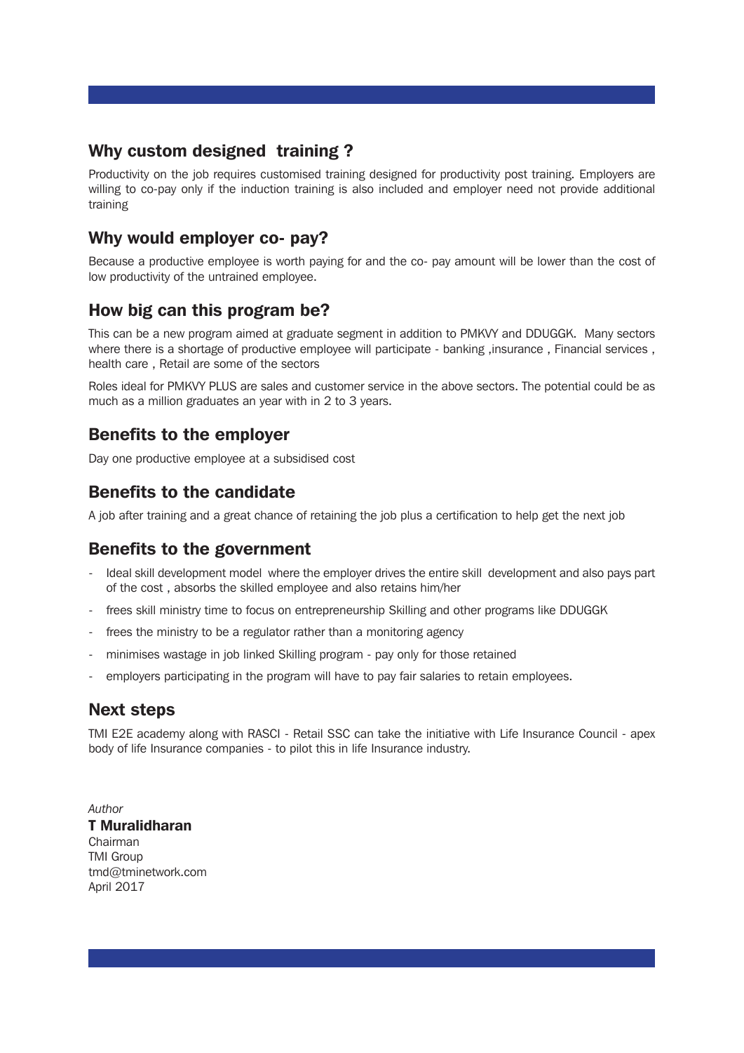## Why custom designed training ?

Productivity on the job requires customised training designed for productivity post training. Employers are willing to co-pay only if the induction training is also included and employer need not provide additional training

## Why would employer co- pay?

Because a productive employee is worth paying for and the co- pay amount will be lower than the cost of low productivity of the untrained employee.

## How big can this program be?

This can be a new program aimed at graduate segment in addition to PMKVY and DDUGGK. Many sectors where there is a shortage of productive employee will participate - banking ,insurance , Financial services , health care , Retail are some of the sectors

Roles ideal for PMKVY PLUS are sales and customer service in the above sectors. The potential could be as much as a million graduates an year with in 2 to 3 years.

## Benefits to the employer

Day one productive employee at a subsidised cost

## Benefits to the candidate

A job after training and a great chance of retaining the job plus a certification to help get the next job

## Benefits to the government

- Ideal skill development model where the employer drives the entire skill development and also pays part of the cost , absorbs the skilled employee and also retains him/her
- frees skill ministry time to focus on entrepreneurship Skilling and other programs like DDUGGK
- frees the ministry to be a regulator rather than a monitoring agency
- minimises wastage in job linked Skilling program - pay only for those retained
- employers participating in the program will have to pay fair salaries to retain employees.

## Next steps

TMI E2E academy along with RASCI - Retail SSC can take the initiative with Life Insurance Council - apex body of life Insurance companies - to pilot this in life Insurance industry.

*Author*
**T Muralidharan**
Chairman
TMI Group
tmd@tminetwork.com
April 2017